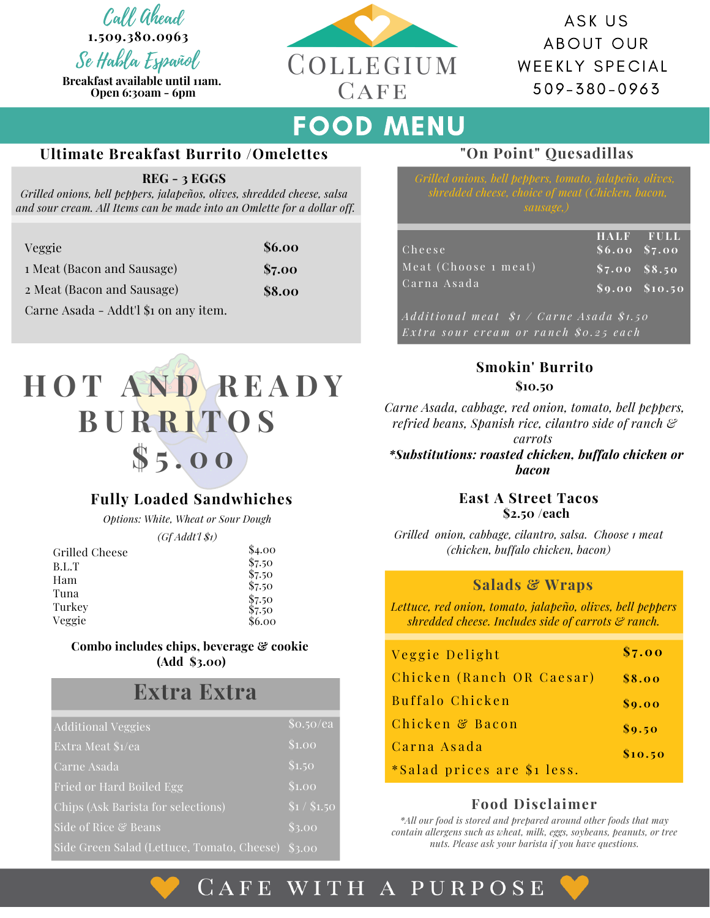Call Ahead
1.509.380.0963
Se Habla Español
Breakfast available until 11am.
Open 6:30am - 6pm

# Collegium Cafe

ASK US ABOUT OUR WEEKLY SPECIAL
509-380-0963

# FOOD MENU

## Ultimate Breakfast Burrito /Omelettes

**REG - 3 EGGS**
*Grilled onions, bell peppers, jalapeños, olives, shredded cheese, salsa and sour cream. All Items can be made into an Omlette for a dollar off.*

| Item | Price |
|---|---|
| Veggie | $6.00 |
| 1 Meat (Bacon and Sausage) | $7.00 |
| 2 Meat (Bacon and Sausage) | $8.00 |
| Carne Asada - Addt'l $1 on any item. | |

## "On Point" Quesadillas

*Grilled onions, bell peppers, tomato, jalapeño, olives, shredded cheese, choice of meat (Chicken, bacon, sausage.)*

| | HALF | FULL |
|---|---|---|
| Cheese | $6.00 | $7.00 |
| Meat (Choose 1 meat) | $7.00 | $8.50 |
| Carna Asada | $9.00 | $10.50 |

*Additional meat $1 / Carne Asada $1.50*
*Extra sour cream or ranch $0.25 each*

## HOT AND READY BURRITOS $5.00

## Smokin' Burrito

**$10.50**

*Carne Asada, cabbage, red onion, tomato, bell peppers, refried beans, Spanish rice, cilantro side of ranch & carrots*
***Substitutions: roasted chicken, buffalo chicken or bacon***

## Fully Loaded Sandwhiches

*Options: White, Wheat or Sour Dough*
*(Gf Addt'l $1)*

| Item | Price |
|---|---|
| Grilled Cheese | $4.00 |
| B.L.T | $7.50 |
| Ham | $7.50 |
| Tuna | $7.50 |
| Turkey | $7.50 |
| Veggie | $6.00 |

**Combo includes chips, beverage & cookie (Add $3.00)**

## East A Street Tacos

**$2.50 /each**

*Grilled onion, cabbage, cilantro, salsa. Choose 1 meat (chicken, buffalo chicken, bacon)*

## Salads & Wraps

*Lettuce, red onion, tomato, jalapeño, olives, bell peppers shredded cheese. Includes side of carrots & ranch.*

| Item | Price |
|---|---|
| Veggie Delight | $7.00 |
| Chicken (Ranch OR Caesar) | $8.00 |
| Buffalo Chicken | $9.00 |
| Chicken & Bacon | $9.50 |
| Carna Asada | $10.50 |

*Salad prices are $1 less.

## Extra Extra

| Item | Price |
|---|---|
| Additional Veggies | $0.50/ea |
| Extra Meat $1/ea | $1.00 |
| Carne Asada | $1.50 |
| Fried or Hard Boiled Egg | $1.00 |
| Chips (Ask Barista for selections) | $1 / $1.50 |
| Side of Rice & Beans | $3.00 |
| Side Green Salad (Lettuce, Tomato, Cheese) | $3.00 |

## Food Disclaimer

*All our food is stored and prepared around other foods that may contain allergens such as wheat, milk, eggs, soybeans, peanuts, or tree nuts. Please ask your barista if you have questions.*

CAFE WITH A PURPOSE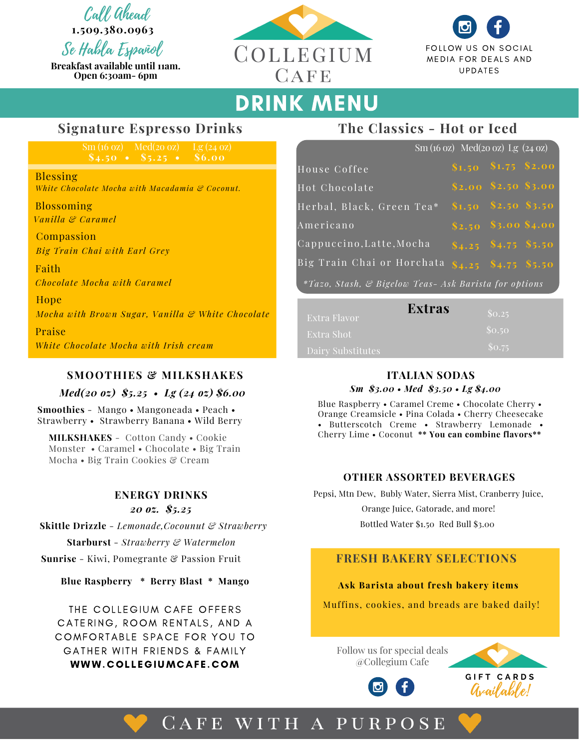Call Ahead
1.509.380.0963
Se Habla Español
**Breakfast available until 11am.**
**Open 6:30am- 6pm**

# COLLEGIUM CAFE

FOLLOW US ON SOCIAL MEDIA FOR DEALS AND UPDATES

# DRINK MENU

## Signature Espresso Drinks

| Sm (16 oz) | Med(20 oz) | Lg (24 oz) |
|---|---|---|
| $4.50 | $5.25 | $6.00 |

**Blessing**
*White Chocolate Mocha with Macadamia & Coconut.*

**Blossoming**
*Vanilla & Caramel*

**Compassion**
*Big Train Chai with Earl Grey*

**Faith**
*Chocolate Mocha with Caramel*

**Hope**
*Mocha with Brown Sugar, Vanilla & White Chocolate*

**Praise**
*White Chocolate Mocha with Irish cream*

## The Classics - Hot or Iced

| | Sm (16 oz) | Med(20 oz) | Lg (24 oz) |
|---|---|---|---|
| House Coffee | $1.50 | $1.75 | $2.00 |
| Hot Chocolate | $2.00 | $2.50 | $3.00 |
| Herbal, Black, Green Tea* | $1.50 | $2.50 | $3.50 |
| Americano | $2.50 | $3.00 | $4.00 |
| Cappuccino,Latte,Mocha | $4.25 | $4.75 | $5.50 |
| Big Train Chai or Horchata | $4.25 | $4.75 | $5.50 |

*\*Tazo, Stash, & Bigelow Teas- Ask Barista for options*

### Extras

| | |
|---|---|
| Extra Flavor | $0.25 |
| Extra Shot | $0.50 |
| Dairy Substitutes | $0.75 |

## SMOOTHIES & MILKSHAKES

***Med(20 oz) $5.25 • Lg (24 oz) $6.00***

**Smoothies** - Mango • Mangoneada • Peach • Strawberry • Strawberry Banana • Wild Berry

**MILKSHAKES** - Cotton Candy • Cookie Monster • Caramel • Chocolate • Big Train Mocha • Big Train Cookies & Cream

## ITALIAN SODAS

***Sm $3.00 • Med $3.50 • Lg $4.00***

Blue Raspberry • Caramel Creme • Chocolate Cherry • Orange Creamsicle • Pina Colada • Cherry Cheesecake • Butterscotch Creme • Strawberry Lemonade • Cherry Lime • Coconut **\*\* You can combine flavors\*\***

## ENERGY DRINKS

***20 oz. $5.25***

**Skittle Drizzle** - *Lemonade,Cocounut & Strawberry*

**Starburst** - *Strawberry & Watermelon*

**Sunrise** - Kiwi, Pomegrante & Passion Fruit

**Blue Raspberry * Berry Blast * Mango**

## OTHER ASSORTED BEVERAGES

Pepsi, Mtn Dew, Bubly Water, Sierra Mist, Cranberry Juice, Orange Juice, Gatorade, and more!

Bottled Water $1.50 Red Bull $3.00

## FRESH BAKERY SELECTIONS

**Ask Barista about fresh bakery items**

Muffins, cookies, and breads are baked daily!

THE COLLEGIUM CAFE OFFERS CATERING, ROOM RENTALS, AND A COMFORTABLE SPACE FOR YOU TO GATHER WITH FRIENDS & FAMILY
**WWW.COLLEGIUMCAFE.COM**

Follow us for special deals
@Collegium Cafe

GIFT CARDS *Available!*

CAFE WITH A PURPOSE